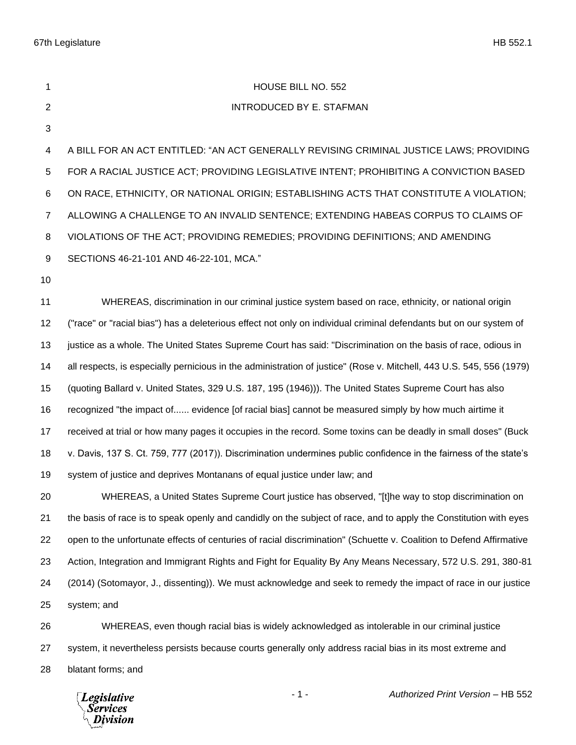HOUSE BILL NO. 552

INTRODUCED BY E. STAFMAN

A BILL FOR AN ACT ENTITLED: "AN ACT GENERALLY REVISING CRIMINAL JUSTICE LAWS; PROVIDING FOR A RACIAL JUSTICE ACT; PROVIDING LEGISLATIVE INTENT; PROHIBITING A CONVICTION BASED ON RACE, ETHNICITY, OR NATIONAL ORIGIN; ESTABLISHING ACTS THAT CONSTITUTE A VIOLATION; ALLOWING A CHALLENGE TO AN INVALID SENTENCE; EXTENDING HABEAS CORPUS TO CLAIMS OF VIOLATIONS OF THE ACT; PROVIDING REMEDIES; PROVIDING DEFINITIONS; AND AMENDING SECTIONS 46-21-101 AND 46-22-101, MCA."

WHEREAS, discrimination in our criminal justice system based on race, ethnicity, or national origin ("race" or "racial bias") has a deleterious effect not only on individual criminal defendants but on our system of justice as a whole. The United States Supreme Court has said: "Discrimination on the basis of race, odious in all respects, is especially pernicious in the administration of justice" (Rose v. Mitchell, 443 U.S. 545, 556 (1979) (quoting Ballard v. United States, 329 U.S. 187, 195 (1946))). The United States Supreme Court has also recognized "the impact of...... evidence [of racial bias] cannot be measured simply by how much airtime it received at trial or how many pages it occupies in the record. Some toxins can be deadly in small doses" (Buck v. Davis, 137 S. Ct. 759, 777 (2017)). Discrimination undermines public confidence in the fairness of the state's system of justice and deprives Montanans of equal justice under law; and

WHEREAS, a United States Supreme Court justice has observed, "[t]he way to stop discrimination on the basis of race is to speak openly and candidly on the subject of race, and to apply the Constitution with eyes open to the unfortunate effects of centuries of racial discrimination" (Schuette v. Coalition to Defend Affirmative Action, Integration and Immigrant Rights and Fight for Equality By Any Means Necessary, 572 U.S. 291, 380-81 (2014) (Sotomayor, J., dissenting)). We must acknowledge and seek to remedy the impact of race in our justice system; and

WHEREAS, even though racial bias is widely acknowledged as intolerable in our criminal justice system, it nevertheless persists because courts generally only address racial bias in its most extreme and blatant forms; and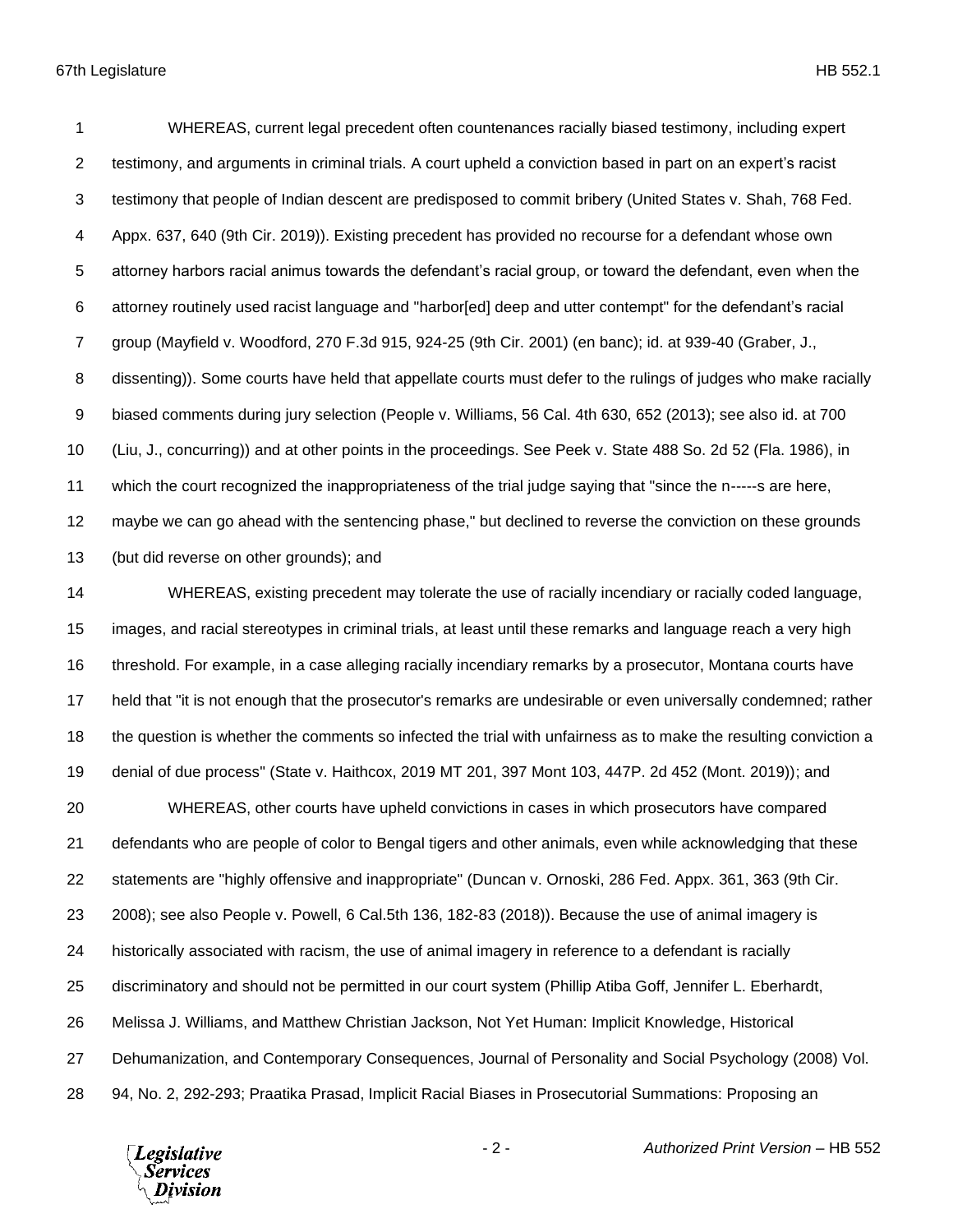WHEREAS, current legal precedent often countenances racially biased testimony, including expert testimony, and arguments in criminal trials. A court upheld a conviction based in part on an expert's racist testimony that people of Indian descent are predisposed to commit bribery (United States v. Shah, 768 Fed. Appx. 637, 640 (9th Cir. 2019)). Existing precedent has provided no recourse for a defendant whose own attorney harbors racial animus towards the defendant's racial group, or toward the defendant, even when the attorney routinely used racist language and "harbor[ed] deep and utter contempt" for the defendant's racial group (Mayfield v. Woodford, 270 F.3d 915, 924-25 (9th Cir. 2001) (en banc); id. at 939-40 (Graber, J., dissenting)). Some courts have held that appellate courts must defer to the rulings of judges who make racially biased comments during jury selection (People v. Williams, 56 Cal. 4th 630, 652 (2013); see also id. at 700 (Liu, J., concurring)) and at other points in the proceedings. See Peek v. State 488 So. 2d 52 (Fla. 1986), in which the court recognized the inappropriateness of the trial judge saying that "since the n-----s are here, maybe we can go ahead with the sentencing phase," but declined to reverse the conviction on these grounds (but did reverse on other grounds); and

WHEREAS, existing precedent may tolerate the use of racially incendiary or racially coded language, images, and racial stereotypes in criminal trials, at least until these remarks and language reach a very high threshold. For example, in a case alleging racially incendiary remarks by a prosecutor, Montana courts have held that "it is not enough that the prosecutor's remarks are undesirable or even universally condemned; rather the question is whether the comments so infected the trial with unfairness as to make the resulting conviction a denial of due process" (State v. Haithcox, 2019 MT 201, 397 Mont 103, 447P. 2d 452 (Mont. 2019)); and

WHEREAS, other courts have upheld convictions in cases in which prosecutors have compared defendants who are people of color to Bengal tigers and other animals, even while acknowledging that these statements are "highly offensive and inappropriate" (Duncan v. Ornoski, 286 Fed. Appx. 361, 363 (9th Cir. 2008); see also People v. Powell, 6 Cal.5th 136, 182-83 (2018)). Because the use of animal imagery is historically associated with racism, the use of animal imagery in reference to a defendant is racially discriminatory and should not be permitted in our court system (Phillip Atiba Goff, Jennifer L. Eberhardt, Melissa J. Williams, and Matthew Christian Jackson, Not Yet Human: Implicit Knowledge, Historical Dehumanization, and Contemporary Consequences, Journal of Personality and Social Psychology (2008) Vol. 94, No. 2, 292-293; Praatika Prasad, Implicit Racial Biases in Prosecutorial Summations: Proposing an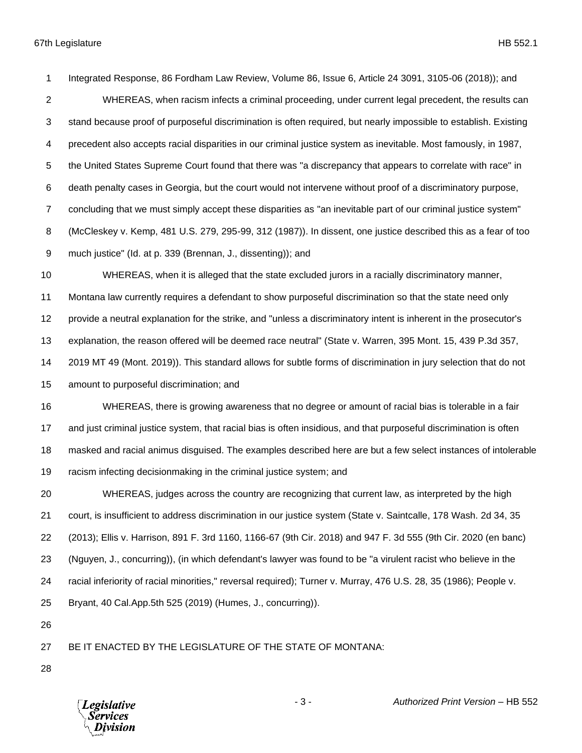Integrated Response, 86 Fordham Law Review, Volume 86, Issue 6, Article 24 3091, 3105-06 (2018)); and

WHEREAS, when racism infects a criminal proceeding, under current legal precedent, the results can stand because proof of purposeful discrimination is often required, but nearly impossible to establish. Existing precedent also accepts racial disparities in our criminal justice system as inevitable. Most famously, in 1987, the United States Supreme Court found that there was "a discrepancy that appears to correlate with race" in death penalty cases in Georgia, but the court would not intervene without proof of a discriminatory purpose, concluding that we must simply accept these disparities as "an inevitable part of our criminal justice system" (McCleskey v. Kemp, 481 U.S. 279, 295-99, 312 (1987)). In dissent, one justice described this as a fear of too much justice" (Id. at p. 339 (Brennan, J., dissenting)); and

WHEREAS, when it is alleged that the state excluded jurors in a racially discriminatory manner, Montana law currently requires a defendant to show purposeful discrimination so that the state need only provide a neutral explanation for the strike, and "unless a discriminatory intent is inherent in the prosecutor's explanation, the reason offered will be deemed race neutral" (State v. Warren, 395 Mont. 15, 439 P.3d 357, 2019 MT 49 (Mont. 2019)). This standard allows for subtle forms of discrimination in jury selection that do not amount to purposeful discrimination; and

WHEREAS, there is growing awareness that no degree or amount of racial bias is tolerable in a fair and just criminal justice system, that racial bias is often insidious, and that purposeful discrimination is often masked and racial animus disguised. The examples described here are but a few select instances of intolerable racism infecting decisionmaking in the criminal justice system; and

WHEREAS, judges across the country are recognizing that current law, as interpreted by the high court, is insufficient to address discrimination in our justice system (State v. Saintcalle, 178 Wash. 2d 34, 35 (2013); Ellis v. Harrison, 891 F. 3rd 1160, 1166-67 (9th Cir. 2018) and 947 F. 3d 555 (9th Cir. 2020 (en banc) (Nguyen, J., concurring)), (in which defendant's lawyer was found to be "a virulent racist who believe in the racial inferiority of racial minorities," reversal required); Turner v. Murray, 476 U.S. 28, 35 (1986); People v. Bryant, 40 Cal.App.5th 525 (2019) (Humes, J., concurring)).

BE IT ENACTED BY THE LEGISLATURE OF THE STATE OF MONTANA: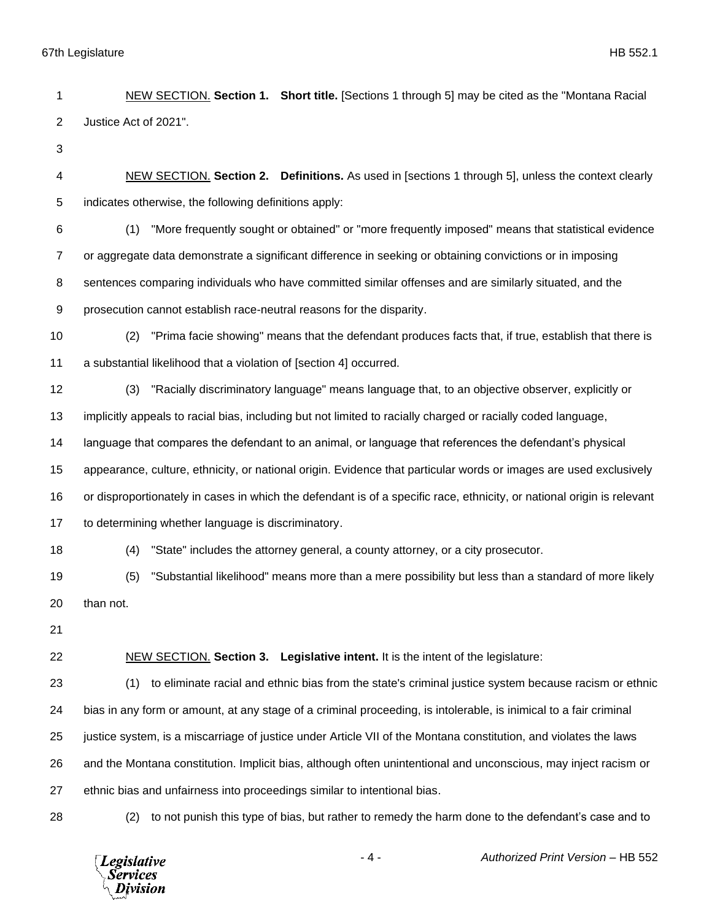NEW SECTION. **Section 1. Short title.** [Sections 1 through 5] may be cited as the "Montana Racial Justice Act of 2021".

NEW SECTION. **Section 2. Definitions.** As used in [sections 1 through 5], unless the context clearly indicates otherwise, the following definitions apply:

(1) "More frequently sought or obtained" or "more frequently imposed" means that statistical evidence or aggregate data demonstrate a significant difference in seeking or obtaining convictions or in imposing sentences comparing individuals who have committed similar offenses and are similarly situated, and the prosecution cannot establish race-neutral reasons for the disparity.

(2) "Prima facie showing" means that the defendant produces facts that, if true, establish that there is a substantial likelihood that a violation of [section 4] occurred.

(3) "Racially discriminatory language" means language that, to an objective observer, explicitly or implicitly appeals to racial bias, including but not limited to racially charged or racially coded language, language that compares the defendant to an animal, or language that references the defendant's physical appearance, culture, ethnicity, or national origin. Evidence that particular words or images are used exclusively or disproportionately in cases in which the defendant is of a specific race, ethnicity, or national origin is relevant to determining whether language is discriminatory.

(4) "State" includes the attorney general, a county attorney, or a city prosecutor.

(5) "Substantial likelihood" means more than a mere possibility but less than a standard of more likely than not.

NEW SECTION. **Section 3. Legislative intent.** It is the intent of the legislature:

(1) to eliminate racial and ethnic bias from the state's criminal justice system because racism or ethnic bias in any form or amount, at any stage of a criminal proceeding, is intolerable, is inimical to a fair criminal justice system, is a miscarriage of justice under Article VII of the Montana constitution, and violates the laws and the Montana constitution. Implicit bias, although often unintentional and unconscious, may inject racism or ethnic bias and unfairness into proceedings similar to intentional bias.

(2) to not punish this type of bias, but rather to remedy the harm done to the defendant's case and to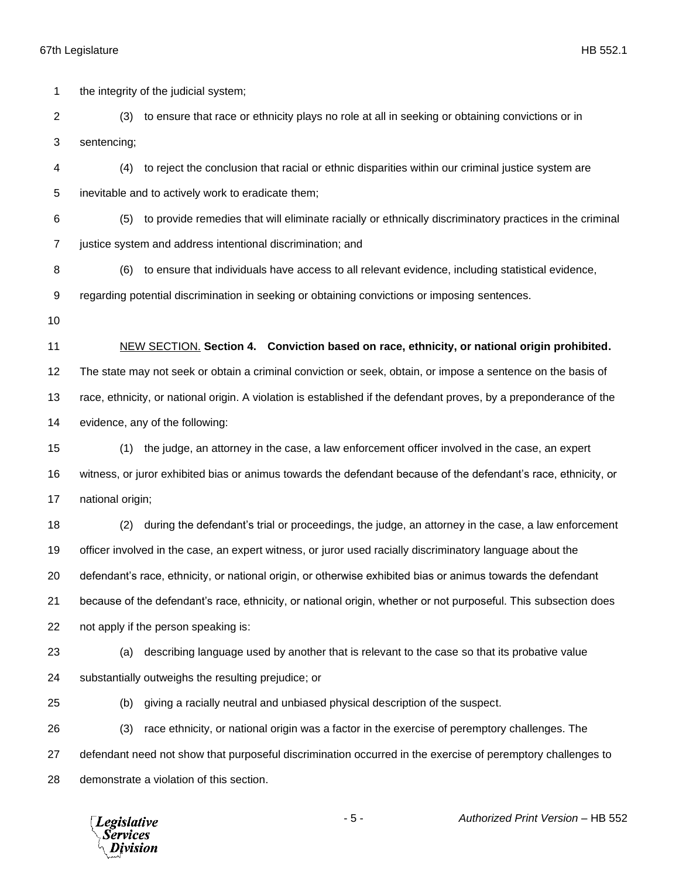the integrity of the judicial system;

(3) to ensure that race or ethnicity plays no role at all in seeking or obtaining convictions or in sentencing;

(4) to reject the conclusion that racial or ethnic disparities within our criminal justice system are inevitable and to actively work to eradicate them;

(5) to provide remedies that will eliminate racially or ethnically discriminatory practices in the criminal justice system and address intentional discrimination; and

(6) to ensure that individuals have access to all relevant evidence, including statistical evidence, regarding potential discrimination in seeking or obtaining convictions or imposing sentences.

NEW SECTION. **Section 4. Conviction based on race, ethnicity, or national origin prohibited.** The state may not seek or obtain a criminal conviction or seek, obtain, or impose a sentence on the basis of race, ethnicity, or national origin. A violation is established if the defendant proves, by a preponderance of the evidence, any of the following:

(1) the judge, an attorney in the case, a law enforcement officer involved in the case, an expert witness, or juror exhibited bias or animus towards the defendant because of the defendant's race, ethnicity, or national origin;

(2) during the defendant's trial or proceedings, the judge, an attorney in the case, a law enforcement officer involved in the case, an expert witness, or juror used racially discriminatory language about the defendant's race, ethnicity, or national origin, or otherwise exhibited bias or animus towards the defendant because of the defendant's race, ethnicity, or national origin, whether or not purposeful. This subsection does not apply if the person speaking is:

(a) describing language used by another that is relevant to the case so that its probative value substantially outweighs the resulting prejudice; or

(b) giving a racially neutral and unbiased physical description of the suspect.

(3) race ethnicity, or national origin was a factor in the exercise of peremptory challenges. The defendant need not show that purposeful discrimination occurred in the exercise of peremptory challenges to demonstrate a violation of this section.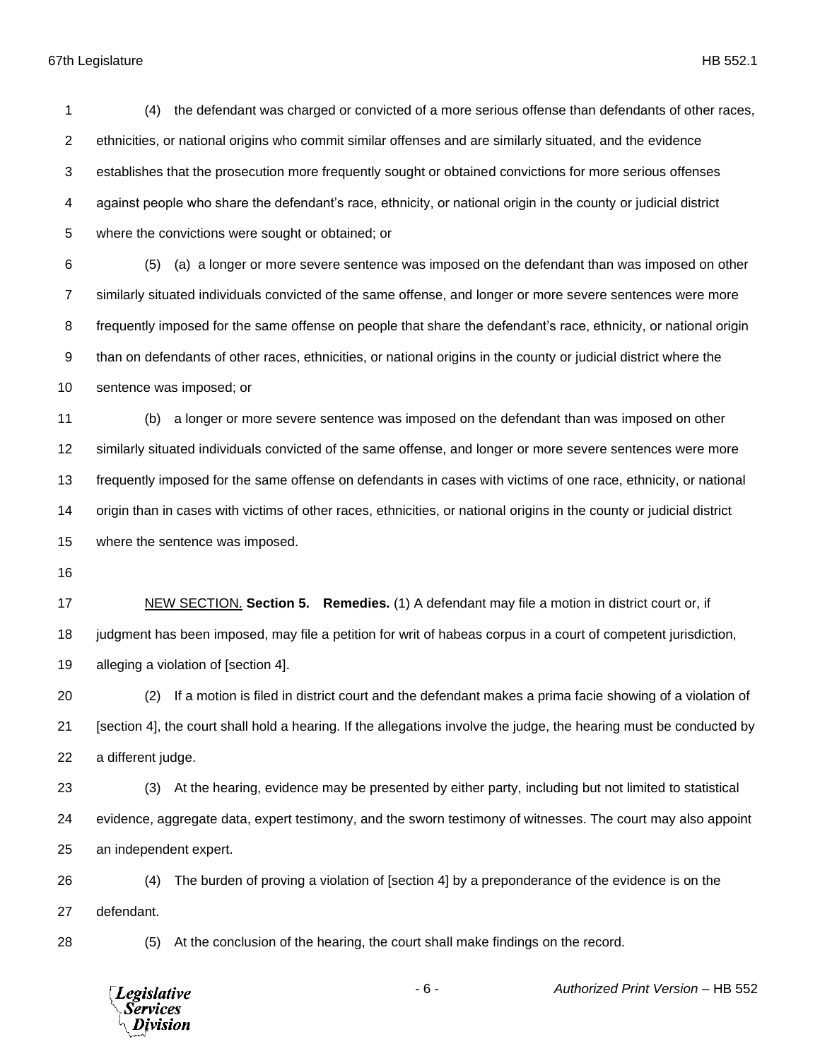(4) the defendant was charged or convicted of a more serious offense than defendants of other races, ethnicities, or national origins who commit similar offenses and are similarly situated, and the evidence establishes that the prosecution more frequently sought or obtained convictions for more serious offenses against people who share the defendant's race, ethnicity, or national origin in the county or judicial district where the convictions were sought or obtained; or

(5) (a) a longer or more severe sentence was imposed on the defendant than was imposed on other similarly situated individuals convicted of the same offense, and longer or more severe sentences were more frequently imposed for the same offense on people that share the defendant's race, ethnicity, or national origin than on defendants of other races, ethnicities, or national origins in the county or judicial district where the sentence was imposed; or

(b) a longer or more severe sentence was imposed on the defendant than was imposed on other similarly situated individuals convicted of the same offense, and longer or more severe sentences were more frequently imposed for the same offense on defendants in cases with victims of one race, ethnicity, or national origin than in cases with victims of other races, ethnicities, or national origins in the county or judicial district where the sentence was imposed.

NEW SECTION. **Section 5. Remedies.** (1) A defendant may file a motion in district court or, if judgment has been imposed, may file a petition for writ of habeas corpus in a court of competent jurisdiction, alleging a violation of [section 4].

(2) If a motion is filed in district court and the defendant makes a prima facie showing of a violation of [section 4], the court shall hold a hearing. If the allegations involve the judge, the hearing must be conducted by a different judge.

(3) At the hearing, evidence may be presented by either party, including but not limited to statistical evidence, aggregate data, expert testimony, and the sworn testimony of witnesses. The court may also appoint an independent expert.

(4) The burden of proving a violation of [section 4] by a preponderance of the evidence is on the defendant.

(5) At the conclusion of the hearing, the court shall make findings on the record.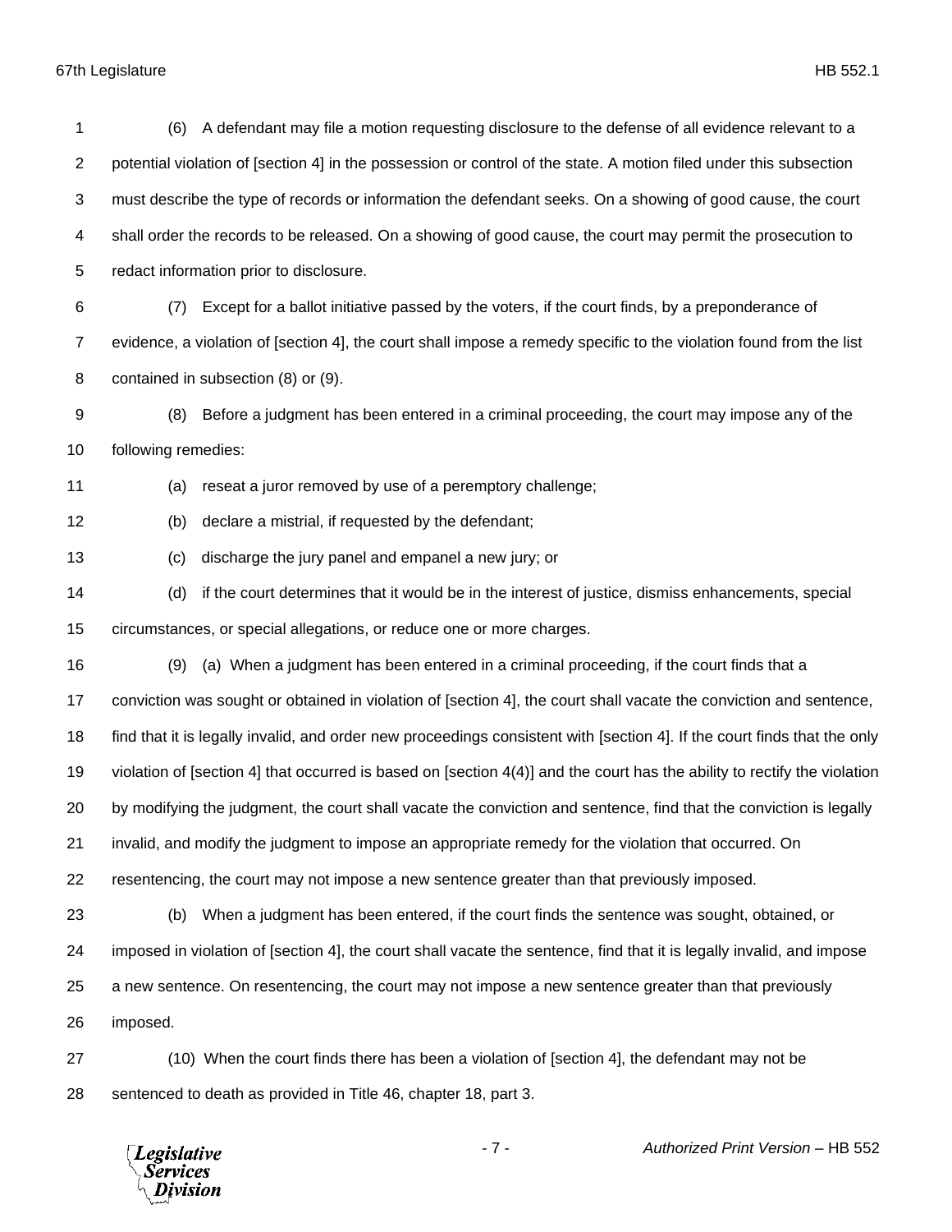(6) A defendant may file a motion requesting disclosure to the defense of all evidence relevant to a potential violation of [section 4] in the possession or control of the state. A motion filed under this subsection must describe the type of records or information the defendant seeks. On a showing of good cause, the court shall order the records to be released. On a showing of good cause, the court may permit the prosecution to redact information prior to disclosure.

(7) Except for a ballot initiative passed by the voters, if the court finds, by a preponderance of evidence, a violation of [section 4], the court shall impose a remedy specific to the violation found from the list contained in subsection (8) or (9).

(8) Before a judgment has been entered in a criminal proceeding, the court may impose any of the following remedies:

(a) reseat a juror removed by use of a peremptory challenge;

(b) declare a mistrial, if requested by the defendant;

(c) discharge the jury panel and empanel a new jury; or

(d) if the court determines that it would be in the interest of justice, dismiss enhancements, special circumstances, or special allegations, or reduce one or more charges.

(9) (a) When a judgment has been entered in a criminal proceeding, if the court finds that a conviction was sought or obtained in violation of [section 4], the court shall vacate the conviction and sentence, find that it is legally invalid, and order new proceedings consistent with [section 4]. If the court finds that the only violation of [section 4] that occurred is based on [section 4(4)] and the court has the ability to rectify the violation by modifying the judgment, the court shall vacate the conviction and sentence, find that the conviction is legally invalid, and modify the judgment to impose an appropriate remedy for the violation that occurred. On resentencing, the court may not impose a new sentence greater than that previously imposed.

(b) When a judgment has been entered, if the court finds the sentence was sought, obtained, or imposed in violation of [section 4], the court shall vacate the sentence, find that it is legally invalid, and impose a new sentence. On resentencing, the court may not impose a new sentence greater than that previously imposed.

(10) When the court finds there has been a violation of [section 4], the defendant may not be sentenced to death as provided in Title 46, chapter 18, part 3.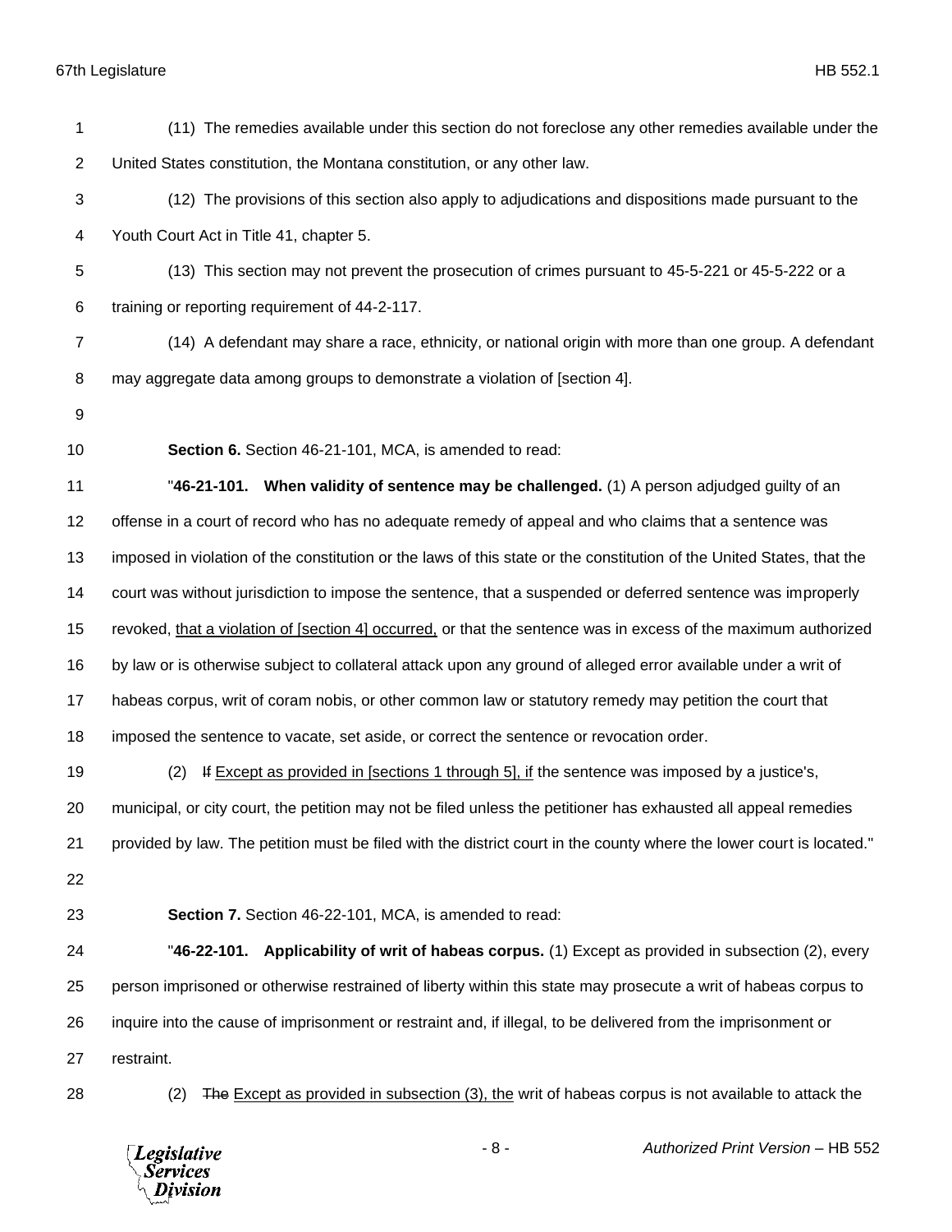(11) The remedies available under this section do not foreclose any other remedies available under the United States constitution, the Montana constitution, or any other law.

(12) The provisions of this section also apply to adjudications and dispositions made pursuant to the Youth Court Act in Title 41, chapter 5.

(13) This section may not prevent the prosecution of crimes pursuant to 45-5-221 or 45-5-222 or a training or reporting requirement of 44-2-117.

(14) A defendant may share a race, ethnicity, or national origin with more than one group. A defendant may aggregate data among groups to demonstrate a violation of [section 4].

**Section 6.** Section 46-21-101, MCA, is amended to read:

"**46-21-101. When validity of sentence may be challenged.** (1) A person adjudged guilty of an offense in a court of record who has no adequate remedy of appeal and who claims that a sentence was imposed in violation of the constitution or the laws of this state or the constitution of the United States, that the court was without jurisdiction to impose the sentence, that a suspended or deferred sentence was improperly revoked, <u>that a violation of [section 4] occurred,</u> or that the sentence was in excess of the maximum authorized by law or is otherwise subject to collateral attack upon any ground of alleged error available under a writ of habeas corpus, writ of coram nobis, or other common law or statutory remedy may petition the court that imposed the sentence to vacate, set aside, or correct the sentence or revocation order.

(2) ~~If~~ <u>Except as provided in [sections 1 through 5], if</u> the sentence was imposed by a justice's, municipal, or city court, the petition may not be filed unless the petitioner has exhausted all appeal remedies provided by law. The petition must be filed with the district court in the county where the lower court is located."

**Section 7.** Section 46-22-101, MCA, is amended to read:

"**46-22-101. Applicability of writ of habeas corpus.** (1) Except as provided in subsection (2), every person imprisoned or otherwise restrained of liberty within this state may prosecute a writ of habeas corpus to inquire into the cause of imprisonment or restraint and, if illegal, to be delivered from the imprisonment or restraint.

(2) ~~The~~ <u>Except as provided in subsection (3), the</u> writ of habeas corpus is not available to attack the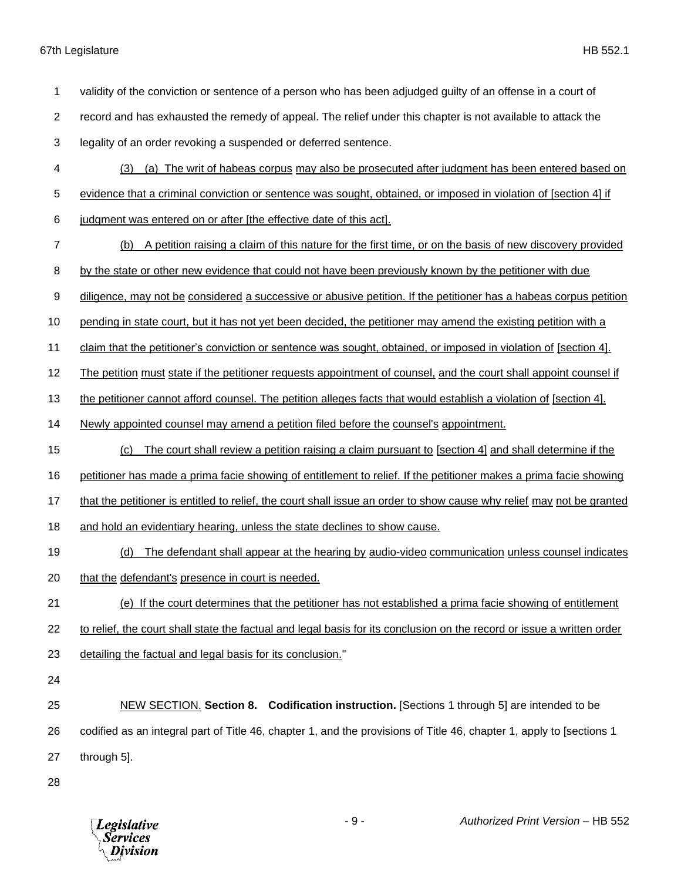validity of the conviction or sentence of a person who has been adjudged guilty of an offense in a court of record and has exhausted the remedy of appeal. The relief under this chapter is not available to attack the legality of an order revoking a suspended or deferred sentence.

(3) (a) The writ of habeas corpus may also be prosecuted after judgment has been entered based on evidence that a criminal conviction or sentence was sought, obtained, or imposed in violation of [section 4] if judgment was entered on or after [the effective date of this act].

(b) A petition raising a claim of this nature for the first time, or on the basis of new discovery provided by the state or other new evidence that could not have been previously known by the petitioner with due diligence, may not be considered a successive or abusive petition. If the petitioner has a habeas corpus petition pending in state court, but it has not yet been decided, the petitioner may amend the existing petition with a claim that the petitioner's conviction or sentence was sought, obtained, or imposed in violation of [section 4]. The petition must state if the petitioner requests appointment of counsel, and the court shall appoint counsel if the petitioner cannot afford counsel. The petition alleges facts that would establish a violation of [section 4]. Newly appointed counsel may amend a petition filed before the counsel's appointment.

(c) The court shall review a petition raising a claim pursuant to [section 4] and shall determine if the petitioner has made a prima facie showing of entitlement to relief. If the petitioner makes a prima facie showing that the petitioner is entitled to relief, the court shall issue an order to show cause why relief may not be granted and hold an evidentiary hearing, unless the state declines to show cause.

(d) The defendant shall appear at the hearing by audio-video communication unless counsel indicates that the defendant's presence in court is needed.

(e) If the court determines that the petitioner has not established a prima facie showing of entitlement to relief, the court shall state the factual and legal basis for its conclusion on the record or issue a written order detailing the factual and legal basis for its conclusion."

NEW SECTION. **Section 8. Codification instruction.** [Sections 1 through 5] are intended to be codified as an integral part of Title 46, chapter 1, and the provisions of Title 46, chapter 1, apply to [sections 1 through 5].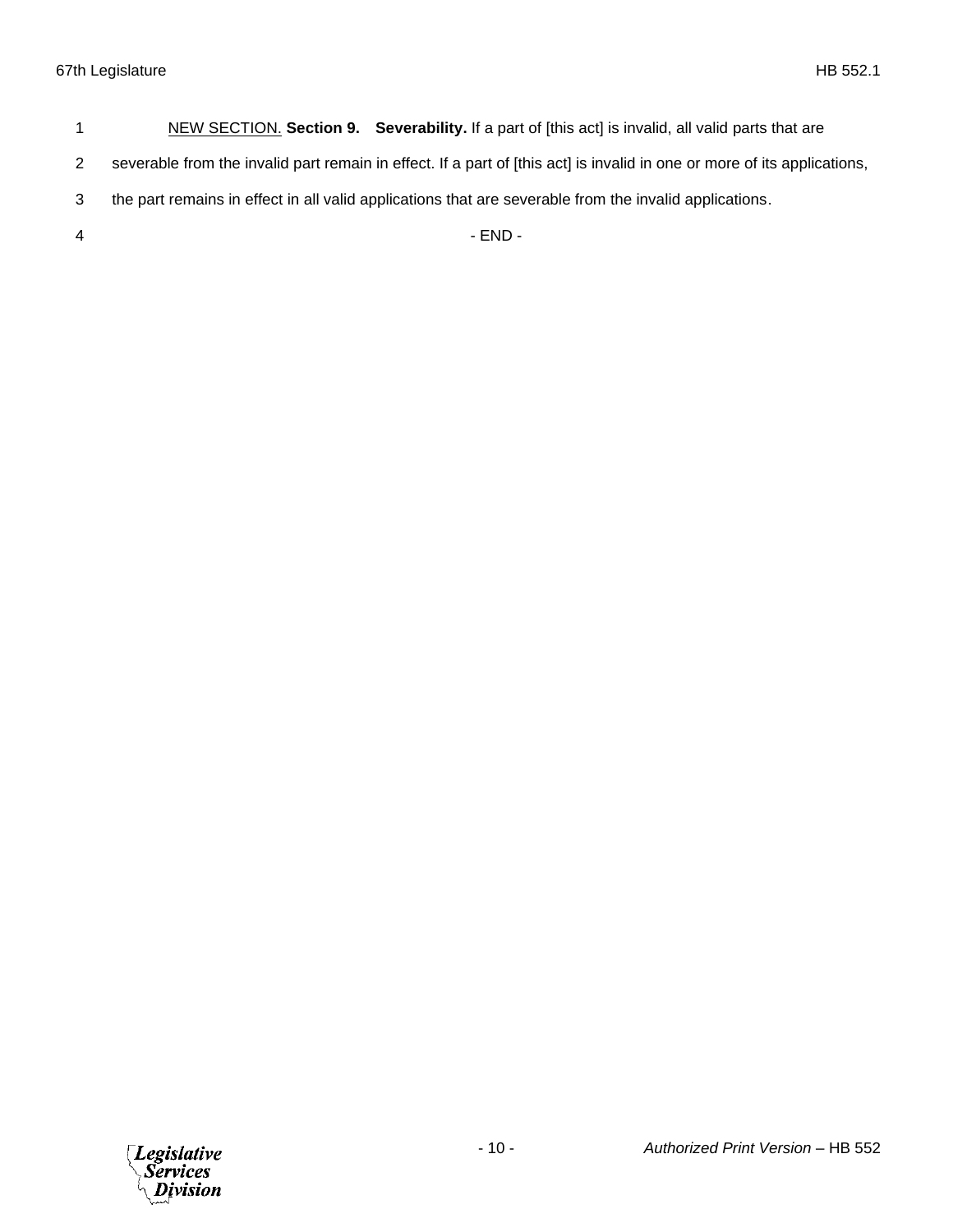NEW SECTION. **Section 9. Severability.** If a part of [this act] is invalid, all valid parts that are severable from the invalid part remain in effect. If a part of [this act] is invalid in one or more of its applications, the part remains in effect in all valid applications that are severable from the invalid applications.

- END -